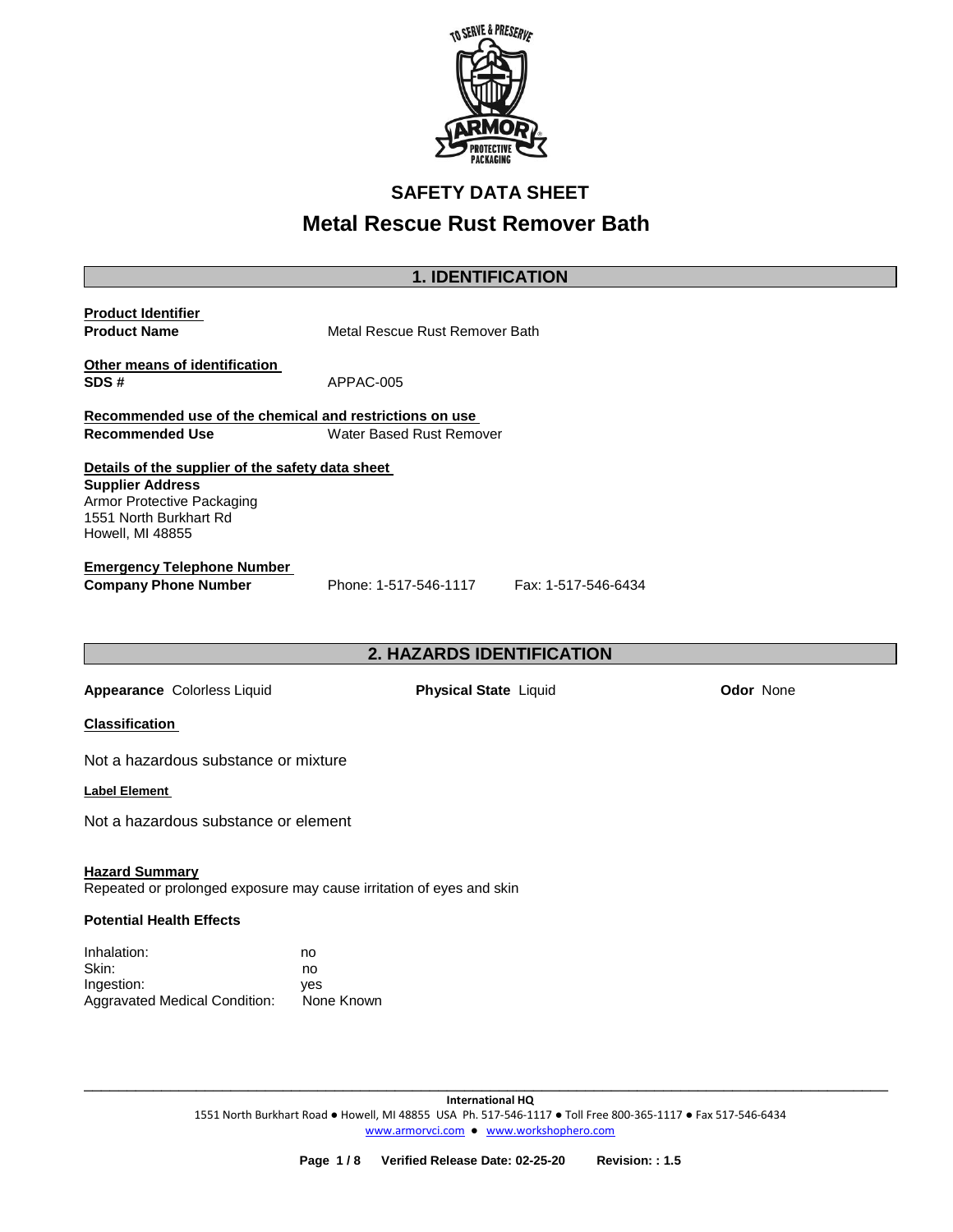# SAFETY DATA SHEET

# Metal Rescue Rust Remover Bath

## 1. IDENTIFICATION

**Product Identifier**

**Product Name** Metal Rescue Rust Remover Bath

**Other means of identification**

**SDS #** APPAC-005

**Recommended use of the chemical and restrictions on use**

**Recommended Use** Water Based Rust Remover

**Details of the supplier of the safety data sheet**

**Supplier Address**
Armor Protective Packaging
1551 North Burkhart Rd
Howell, MI 48855

**Emergency Telephone Number**

**Company Phone Number** Phone: 1-517-546-1117 Fax: 1-517-546-6434

## 2. HAZARDS IDENTIFICATION

**Appearance** Colorless Liquid **Physical State** Liquid **Odor** None

**Classification**

Not a hazardous substance or mixture

**Label Element**

Not a hazardous substance or element

**Hazard Summary**

Repeated or prolonged exposure may cause irritation of eyes and skin

**Potential Health Effects**

| | |
|---|---|
| Inhalation: | no |
| Skin: | no |
| Ingestion: | yes |
| Aggravated Medical Condition: | None Known |

**International HQ**
1551 North Burkhart Road ● Howell, MI 48855 USA Ph. 517-546-1117 ● Toll Free 800-365-1117 ● Fax 517-546-6434
www.armorvci.com ● www.workshophero.com

**Verified Release Date: 02-25-20 Revision: : 1.5**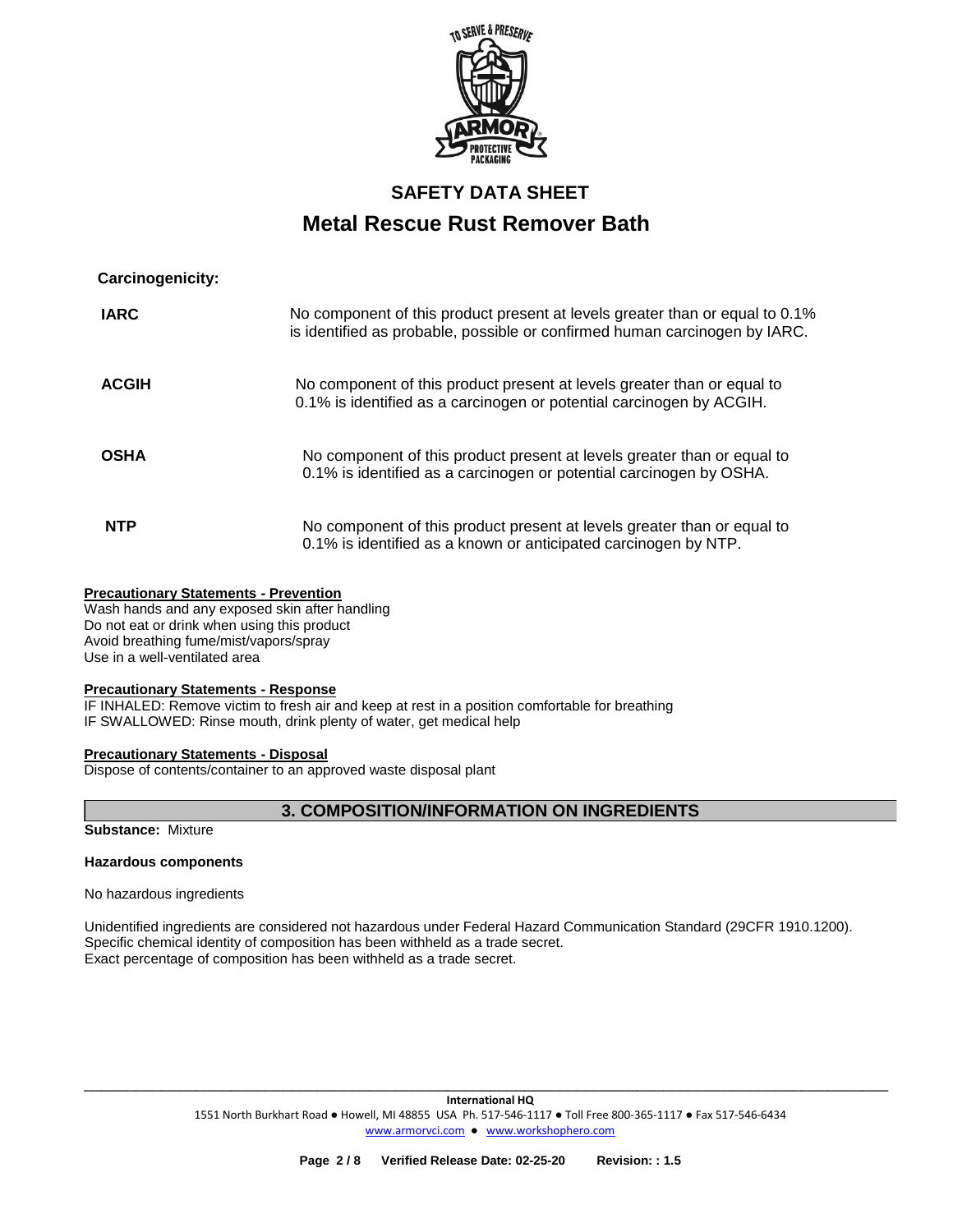**Carcinogenicity:**

| | |
|---|---|
| **IARC** | No component of this product present at levels greater than or equal to 0.1% is identified as probable, possible or confirmed human carcinogen by IARC. |
| **ACGIH** | No component of this product present at levels greater than or equal to 0.1% is identified as a carcinogen or potential carcinogen by ACGIH. |
| **OSHA** | No component of this product present at levels greater than or equal to 0.1% is identified as a carcinogen or potential carcinogen by OSHA. |
| **NTP** | No component of this product present at levels greater than or equal to 0.1% is identified as a known or anticipated carcinogen by NTP. |

**Precautionary Statements - Prevention**

Wash hands and any exposed skin after handling
Do not eat or drink when using this product
Avoid breathing fume/mist/vapors/spray
Use in a well-ventilated area

**Precautionary Statements - Response**

IF INHALED: Remove victim to fresh air and keep at rest in a position comfortable for breathing
IF SWALLOWED: Rinse mouth, drink plenty of water, get medical help

**Precautionary Statements - Disposal**

Dispose of contents/container to an approved waste disposal plant

## 3. COMPOSITION/INFORMATION ON INGREDIENTS

**Substance:** Mixture

**Hazardous components**

No hazardous ingredients

Unidentified ingredients are considered not hazardous under Federal Hazard Communication Standard (29CFR 1910.1200).
Specific chemical identity of composition has been withheld as a trade secret.
Exact percentage of composition has been withheld as a trade secret.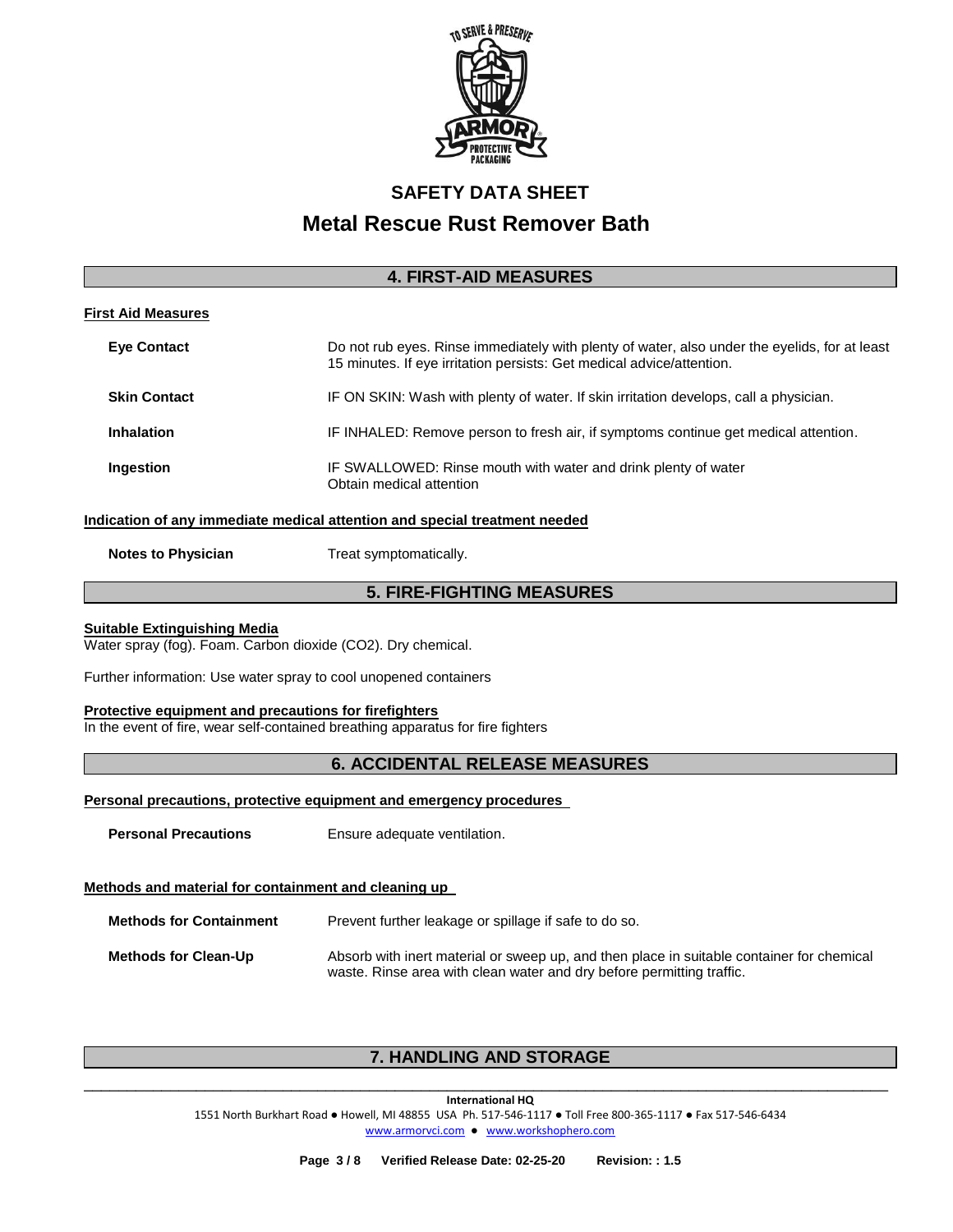# SAFETY DATA SHEET

# Metal Rescue Rust Remover Bath

## 4. FIRST-AID MEASURES

**First Aid Measures**

| | |
|---|---|
| **Eye Contact** | Do not rub eyes. Rinse immediately with plenty of water, also under the eyelids, for at least 15 minutes. If eye irritation persists: Get medical advice/attention. |
| **Skin Contact** | IF ON SKIN: Wash with plenty of water. If skin irritation develops, call a physician. |
| **Inhalation** | IF INHALED: Remove person to fresh air, if symptoms continue get medical attention. |
| **Ingestion** | IF SWALLOWED: Rinse mouth with water and drink plenty of water<br>Obtain medical attention |

**Indication of any immediate medical attention and special treatment needed**

| | |
|---|---|
| **Notes to Physician** | Treat symptomatically. |

## 5. FIRE-FIGHTING MEASURES

**Suitable Extinguishing Media**

Water spray (fog). Foam. Carbon dioxide ($CO_2$). Dry chemical.

Further information: Use water spray to cool unopened containers

**Protective equipment and precautions for firefighters**

In the event of fire, wear self-contained breathing apparatus for fire fighters

## 6. ACCIDENTAL RELEASE MEASURES

**Personal precautions, protective equipment and emergency procedures**

| | |
|---|---|
| **Personal Precautions** | Ensure adequate ventilation. |

**Methods and material for containment and cleaning up**

| | |
|---|---|
| **Methods for Containment** | Prevent further leakage or spillage if safe to do so. |
| **Methods for Clean-Up** | Absorb with inert material or sweep up, and then place in suitable container for chemical waste. Rinse area with clean water and dry before permitting traffic. |

## 7. HANDLING AND STORAGE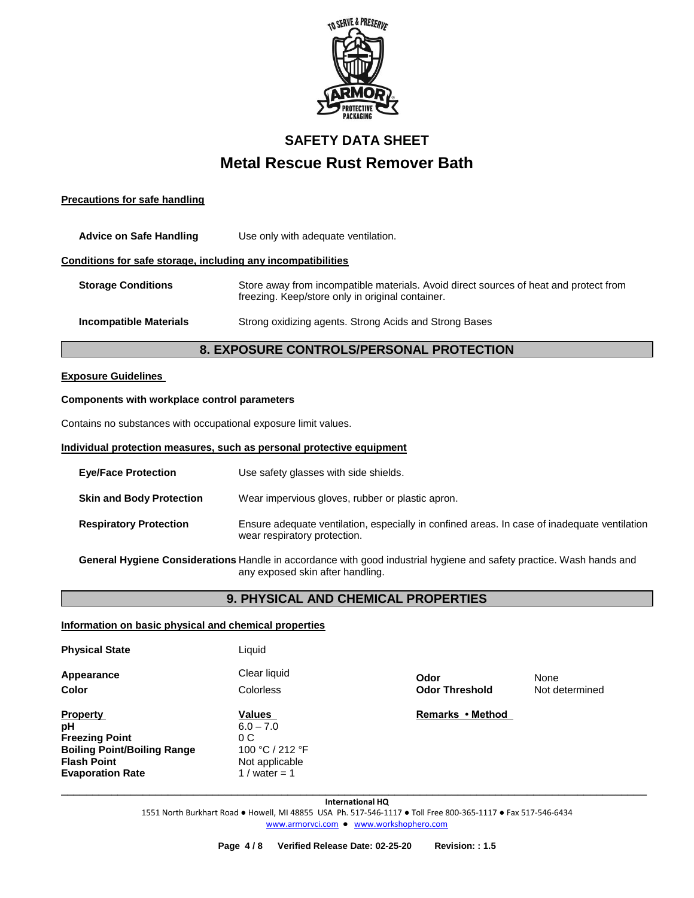**Precautions for safe handling**

| | |
|---|---|
| **Advice on Safe Handling** | Use only with adequate ventilation. |

**Conditions for safe storage, including any incompatibilities**

| | |
|---|---|
| **Storage Conditions** | Store away from incompatible materials. Avoid direct sources of heat and protect from freezing. Keep/store only in original container. |
| **Incompatible Materials** | Strong oxidizing agents. Strong Acids and Strong Bases |

## 8. EXPOSURE CONTROLS/PERSONAL PROTECTION

**Exposure Guidelines**

**Components with workplace control parameters**

Contains no substances with occupational exposure limit values.

**Individual protection measures, such as personal protective equipment**

| | |
|---|---|
| **Eye/Face Protection** | Use safety glasses with side shields. |
| **Skin and Body Protection** | Wear impervious gloves, rubber or plastic apron. |
| **Respiratory Protection** | Ensure adequate ventilation, especially in confined areas. In case of inadequate ventilation wear respiratory protection. |
| **General Hygiene Considerations** | Handle in accordance with good industrial hygiene and safety practice. Wash hands and any exposed skin after handling. |

## 9. PHYSICAL AND CHEMICAL PROPERTIES

**Information on basic physical and chemical properties**

| | | | |
|---|---|---|---|
| **Physical State** | Liquid | | |
| **Appearance** | Clear liquid | **Odor** | None |
| **Color** | Colorless | **Odor Threshold** | Not determined |

| **Property** | **Values** | **Remarks • Method** |
|---|---|---|
| **pH** | 6.0 – 7.0 | |
| **Freezing Point** | 0 C | |
| **Boiling Point/Boiling Range** | 100 °C / 212 °F | |
| **Flash Point** | Not applicable | |
| **Evaporation Rate** | 1 / water = 1 | |

**International HQ**

1551 North Burkhart Road ● Howell, MI 48855 USA Ph. 517-546-1117 ● Toll Free 800-365-1117 ● Fax 517-546-6434

www.armorvci.com ● www.workshophero.com

Verified Release Date: 02-25-20 Revision: : 1.5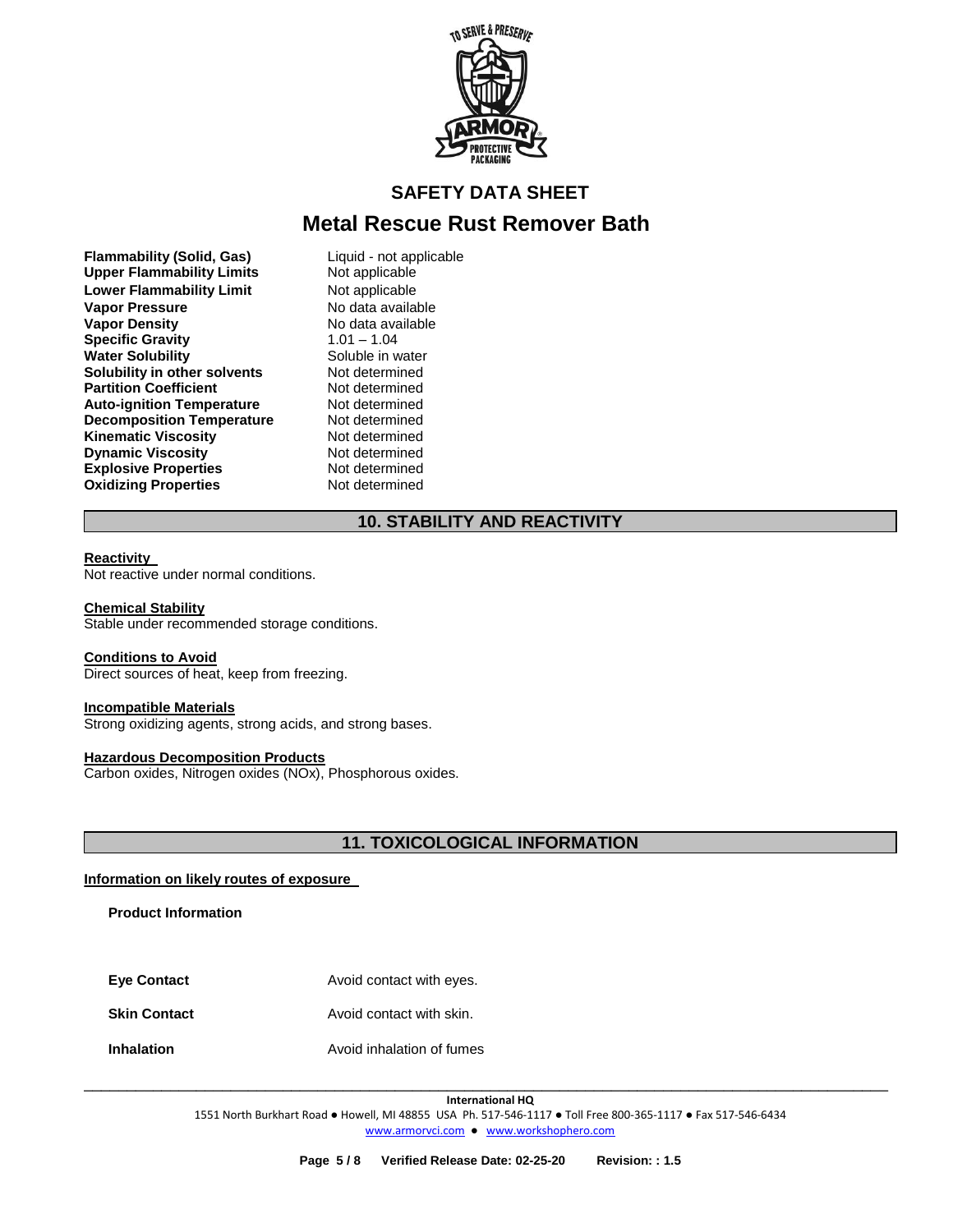# SAFETY DATA SHEET

# Metal Rescue Rust Remover Bath

| | |
|---|---|
| **Flammability (Solid, Gas)** | Liquid - not applicable |
| **Upper Flammability Limits** | Not applicable |
| **Lower Flammability Limit** | Not applicable |
| **Vapor Pressure** | No data available |
| **Vapor Density** | No data available |
| **Specific Gravity** | 1.01 – 1.04 |
| **Water Solubility** | Soluble in water |
| **Solubility in other solvents** | Not determined |
| **Partition Coefficient** | Not determined |
| **Auto-ignition Temperature** | Not determined |
| **Decomposition Temperature** | Not determined |
| **Kinematic Viscosity** | Not determined |
| **Dynamic Viscosity** | Not determined |
| **Explosive Properties** | Not determined |
| **Oxidizing Properties** | Not determined |

## 10. STABILITY AND REACTIVITY

**Reactivity**

Not reactive under normal conditions.

**Chemical Stability**

Stable under recommended storage conditions.

**Conditions to Avoid**

Direct sources of heat, keep from freezing.

**Incompatible Materials**

Strong oxidizing agents, strong acids, and strong bases.

**Hazardous Decomposition Products**

Carbon oxides, Nitrogen oxides (NOx), Phosphorous oxides.

## 11. TOXICOLOGICAL INFORMATION

**Information on likely routes of exposure**

**Product Information**

| | |
|---|---|
| **Eye Contact** | Avoid contact with eyes. |
| **Skin Contact** | Avoid contact with skin. |
| **Inhalation** | Avoid inhalation of fumes |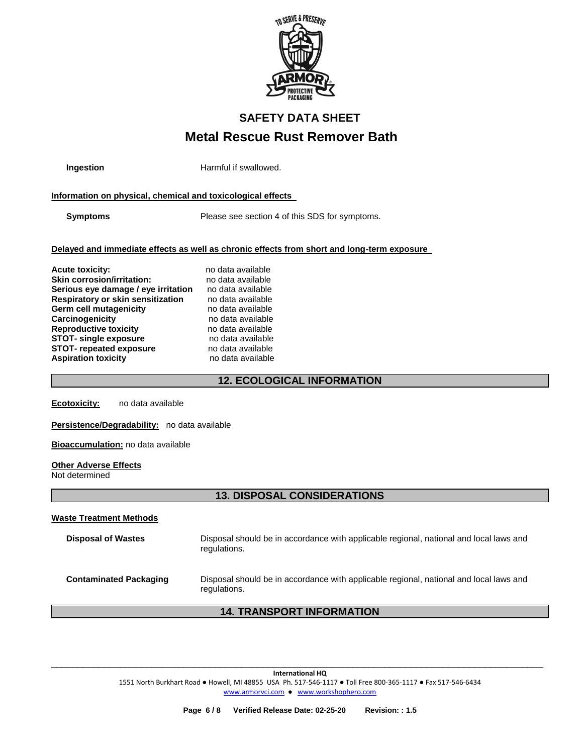**Ingestion** Harmful if swallowed.

**Information on physical, chemical and toxicological effects**

**Symptoms** Please see section 4 of this SDS for symptoms.

**Delayed and immediate effects as well as chronic effects from short and long-term exposure**

| | |
|---|---|
| **Acute toxicity:** | no data available |
| **Skin corrosion/irritation:** | no data available |
| **Serious eye damage / eye irritation** | no data available |
| **Respiratory or skin sensitization** | no data available |
| **Germ cell mutagenicity** | no data available |
| **Carcinogenicity** | no data available |
| **Reproductive toxicity** | no data available |
| **STOT- single exposure** | no data available |
| **STOT- repeated exposure** | no data available |
| **Aspiration toxicity** | no data available |

## 12. ECOLOGICAL INFORMATION

**Ecotoxicity:** no data available

**Persistence/Degradability:** no data available

**Bioaccumulation:** no data available

**Other Adverse Effects**
Not determined

## 13. DISPOSAL CONSIDERATIONS

**Waste Treatment Methods**

**Disposal of Wastes** Disposal should be in accordance with applicable regional, national and local laws and regulations.

**Contaminated Packaging** Disposal should be in accordance with applicable regional, national and local laws and regulations.

## 14. TRANSPORT INFORMATION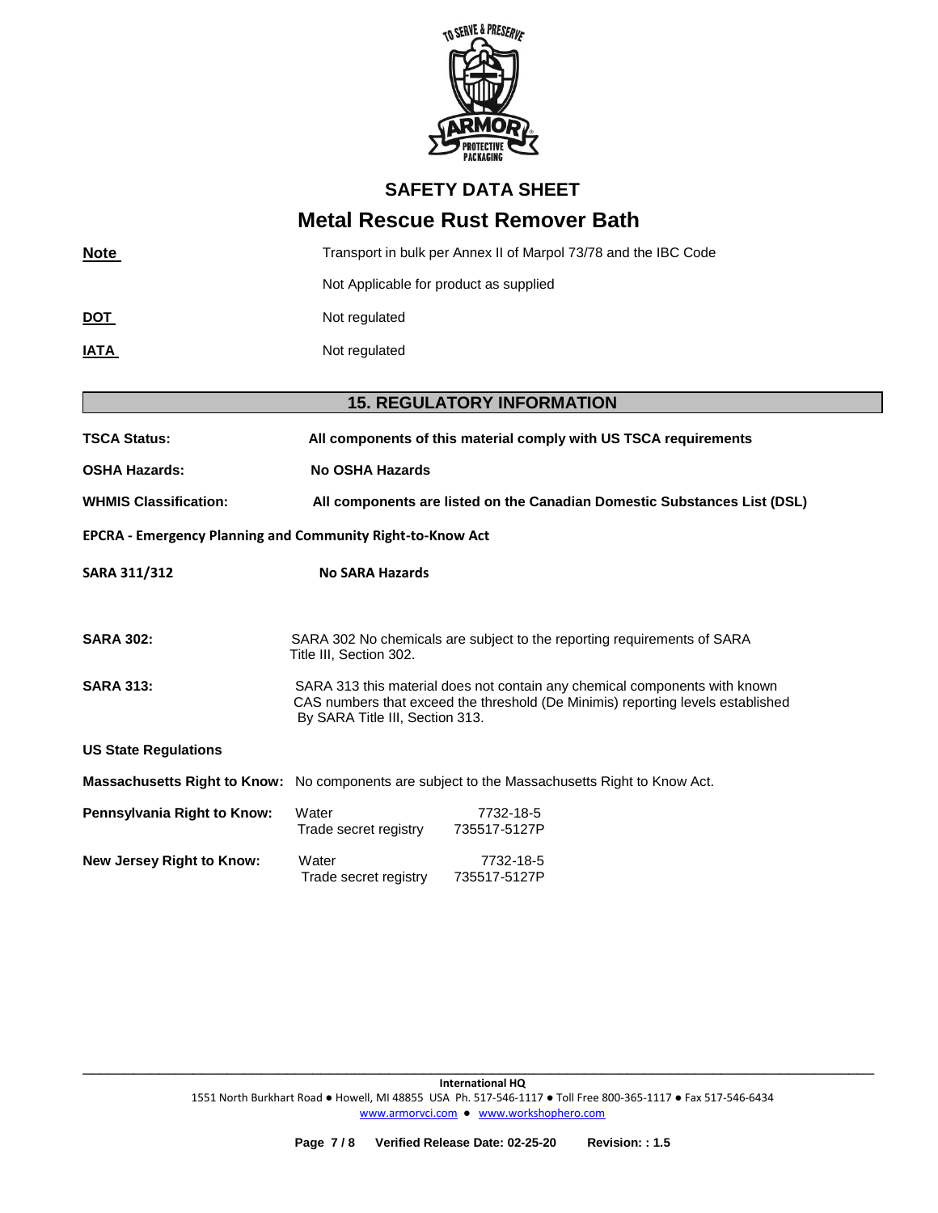**SAFETY DATA SHEET**

# Metal Rescue Rust Remover Bath

| | |
|---|---|
| **Note** | Transport in bulk per Annex II of Marpol 73/78 and the IBC Code |
| | Not Applicable for product as supplied |
| **DOT** | Not regulated |
| **IATA** | Not regulated |

## 15. REGULATORY INFORMATION

**TSCA Status:** **All components of this material comply with US TSCA requirements**

**OSHA Hazards:** **No OSHA Hazards**

**WHMIS Classification:** **All components are listed on the Canadian Domestic Substances List (DSL)**

**EPCRA - Emergency Planning and Community Right-to-Know Act**

**SARA 311/312** **No SARA Hazards**

**SARA 302:** SARA 302 No chemicals are subject to the reporting requirements of SARA Title III, Section 302.

**SARA 313:** SARA 313 this material does not contain any chemical components with known CAS numbers that exceed the threshold (De Minimis) reporting levels established By SARA Title III, Section 313.

**US State Regulations**

**Massachusetts Right to Know:** No components are subject to the Massachusetts Right to Know Act.

| | | |
|---|---|---|
| **Pennsylvania Right to Know:** | Water | 7732-18-5 |
| | Trade secret registry | 735517-5127P |
| **New Jersey Right to Know:** | Water | 7732-18-5 |
| | Trade secret registry | 735517-5127P |

**International HQ**
1551 North Burkhart Road ● Howell, MI 48855 USA Ph. 517-546-1117 ● Toll Free 800-365-1117 ● Fax 517-546-6434
www.armorvci.com ● www.workshophero.com

**Verified Release Date: 02-25-20** **Revision: : 1.5**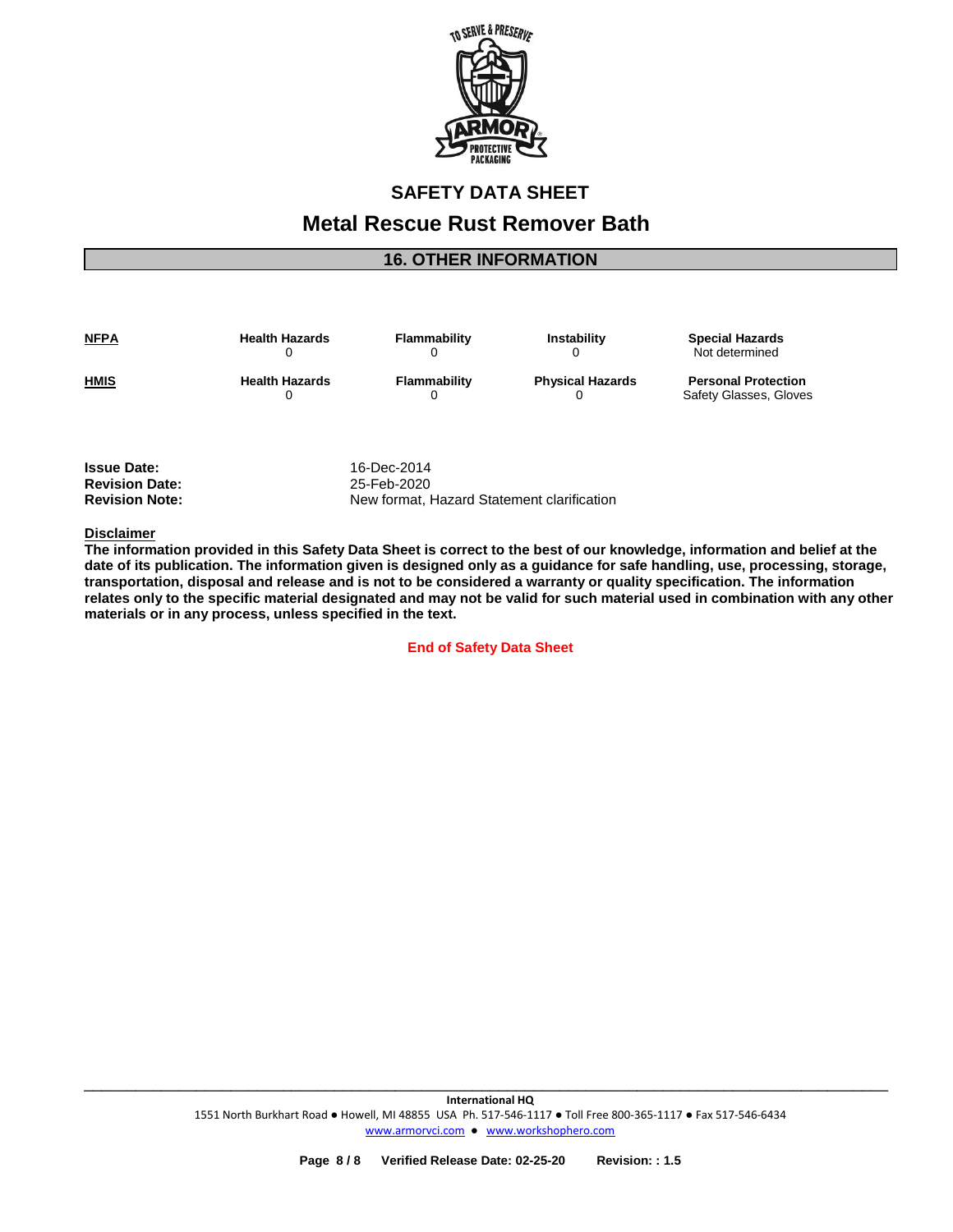# SAFETY DATA SHEET

# Metal Rescue Rust Remover Bath

## 16. OTHER INFORMATION

| | | | | |
|---|---|---|---|---|
| **NFPA** | **Health Hazards** 0 | **Flammability** 0 | **Instability** 0 | **Special Hazards** Not determined |
| **HMIS** | **Health Hazards** 0 | **Flammability** 0 | **Physical Hazards** 0 | **Personal Protection** Safety Glasses, Gloves |

**Issue Date:** 16-Dec-2014
**Revision Date:** 25-Feb-2020
**Revision Note:** New format, Hazard Statement clarification

**Disclaimer**

**The information provided in this Safety Data Sheet is correct to the best of our knowledge, information and belief at the date of its publication. The information given is designed only as a guidance for safe handling, use, processing, storage, transportation, disposal and release and is not to be considered a warranty or quality specification. The information relates only to the specific material designated and may not be valid for such material used in combination with any other materials or in any process, unless specified in the text.**

**End of Safety Data Sheet**